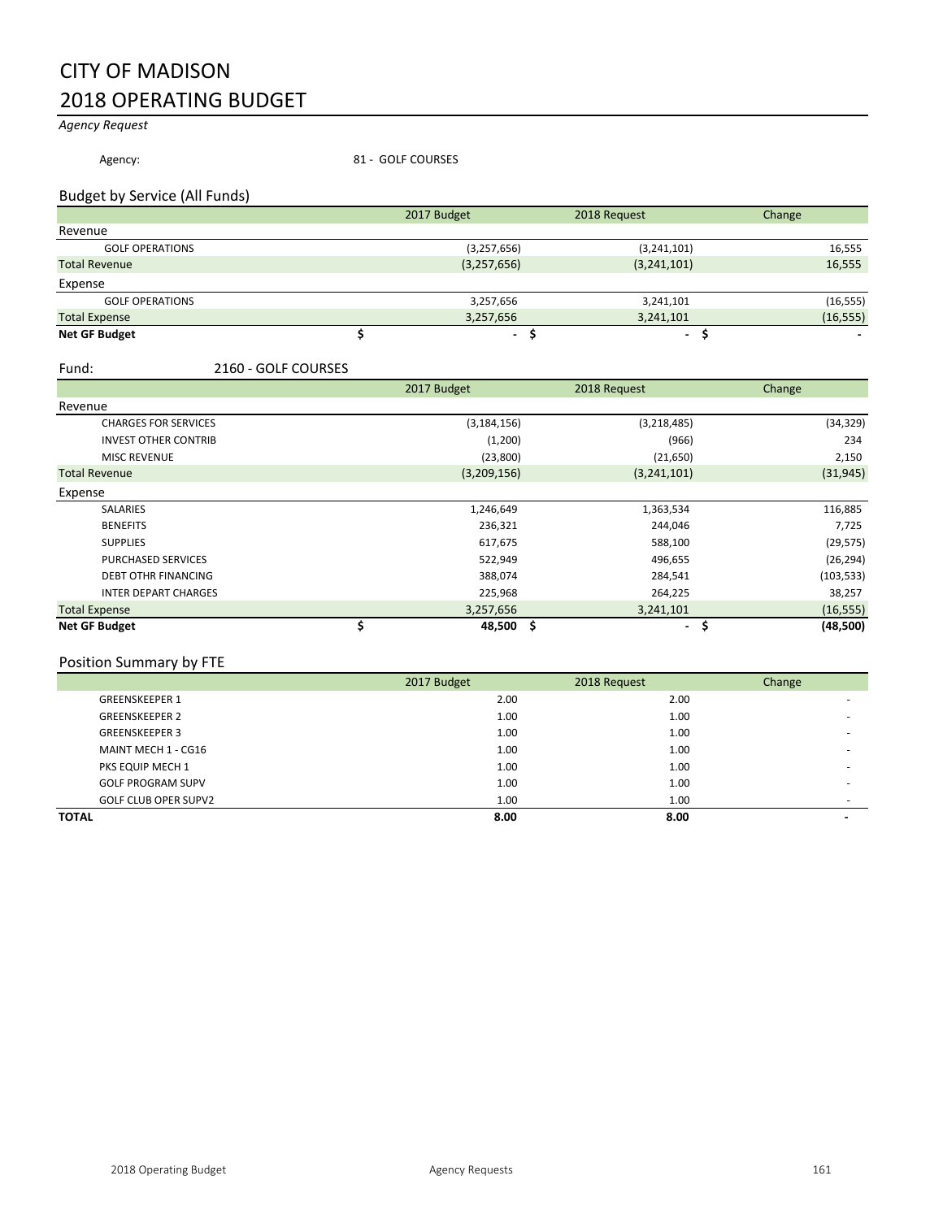# CITY OF MADISON
# 2018 OPERATING BUDGET

*Agency Request*

Agency: 81 - GOLF COURSES

## Budget by Service (All Funds)

| | 2017 Budget | 2018 Request | Change |
|---|---|---|---|
| **Revenue** | | | |
| GOLF OPERATIONS | (3,257,656) | (3,241,101) | 16,555 |
| Total Revenue | (3,257,656) | (3,241,101) | 16,555 |
| **Expense** | | | |
| GOLF OPERATIONS | 3,257,656 | 3,241,101 | (16,555) |
| Total Expense | 3,257,656 | 3,241,101 | (16,555) |
| **Net GF Budget** | **$ -** | **$ -** | **$ -** |

## Fund: 2160 - GOLF COURSES

| | 2017 Budget | 2018 Request | Change |
|---|---|---|---|
| **Revenue** | | | |
| CHARGES FOR SERVICES | (3,184,156) | (3,218,485) | (34,329) |
| INVEST OTHER CONTRIB | (1,200) | (966) | 234 |
| MISC REVENUE | (23,800) | (21,650) | 2,150 |
| Total Revenue | (3,209,156) | (3,241,101) | (31,945) |
| **Expense** | | | |
| SALARIES | 1,246,649 | 1,363,534 | 116,885 |
| BENEFITS | 236,321 | 244,046 | 7,725 |
| SUPPLIES | 617,675 | 588,100 | (29,575) |
| PURCHASED SERVICES | 522,949 | 496,655 | (26,294) |
| DEBT OTHR FINANCING | 388,074 | 284,541 | (103,533) |
| INTER DEPART CHARGES | 225,968 | 264,225 | 38,257 |
| Total Expense | 3,257,656 | 3,241,101 | (16,555) |
| **Net GF Budget** | **$ 48,500** | **$ -** | **$ (48,500)** |

## Position Summary by FTE

| | 2017 Budget | 2018 Request | Change |
|---|---|---|---|
| GREENSKEEPER 1 | 2.00 | 2.00 | - |
| GREENSKEEPER 2 | 1.00 | 1.00 | - |
| GREENSKEEPER 3 | 1.00 | 1.00 | - |
| MAINT MECH 1 - CG16 | 1.00 | 1.00 | - |
| PKS EQUIP MECH 1 | 1.00 | 1.00 | - |
| GOLF PROGRAM SUPV | 1.00 | 1.00 | - |
| GOLF CLUB OPER SUPV2 | 1.00 | 1.00 | - |
| **TOTAL** | **8.00** | **8.00** | **-** |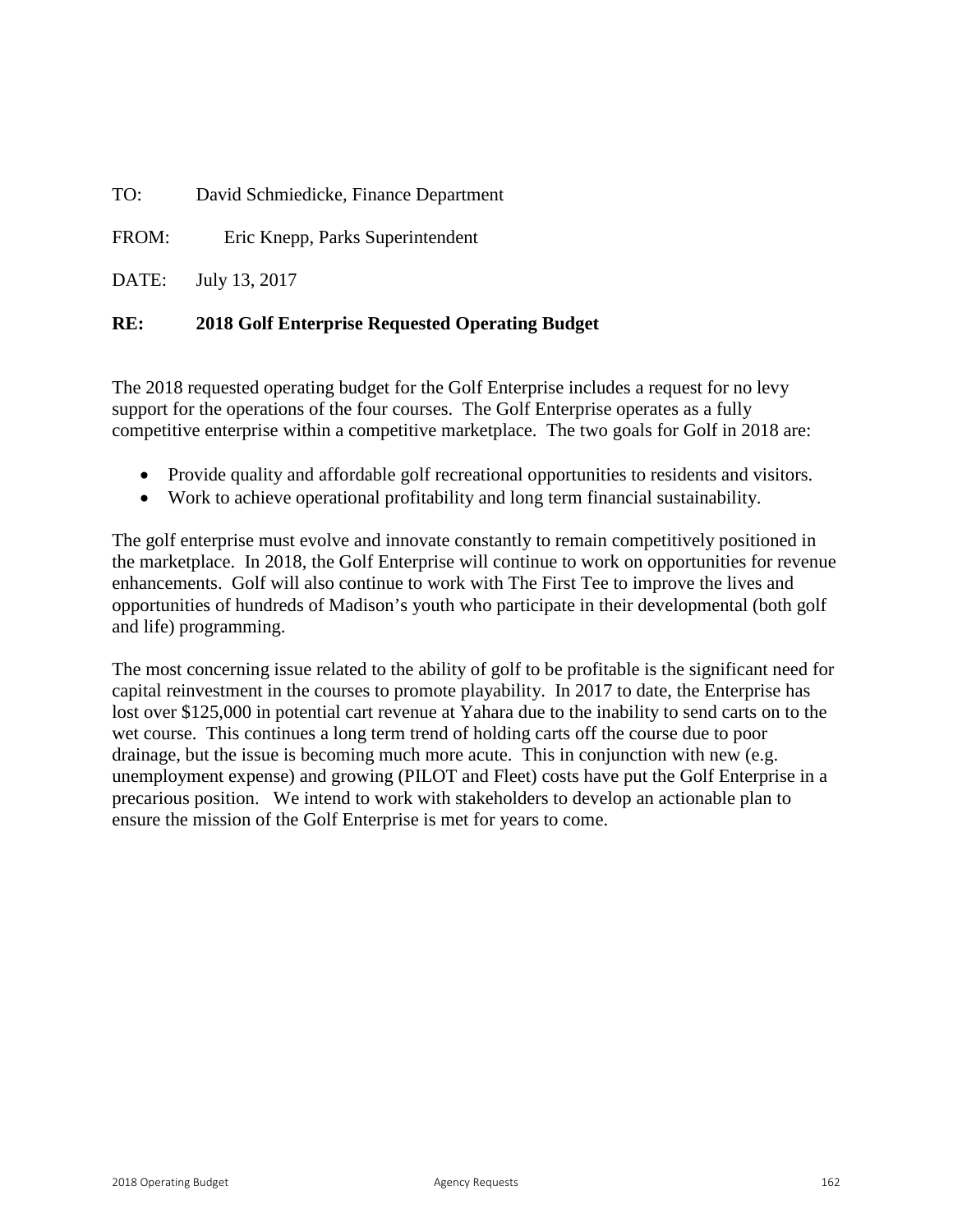TO: David Schmiedicke, Finance Department

FROM: Eric Knepp, Parks Superintendent

DATE: July 13, 2017

**RE: 2018 Golf Enterprise Requested Operating Budget**

The 2018 requested operating budget for the Golf Enterprise includes a request for no levy support for the operations of the four courses. The Golf Enterprise operates as a fully competitive enterprise within a competitive marketplace. The two goals for Golf in 2018 are:

- Provide quality and affordable golf recreational opportunities to residents and visitors.
- Work to achieve operational profitability and long term financial sustainability.

The golf enterprise must evolve and innovate constantly to remain competitively positioned in the marketplace. In 2018, the Golf Enterprise will continue to work on opportunities for revenue enhancements. Golf will also continue to work with The First Tee to improve the lives and opportunities of hundreds of Madison's youth who participate in their developmental (both golf and life) programming.

The most concerning issue related to the ability of golf to be profitable is the significant need for capital reinvestment in the courses to promote playability. In 2017 to date, the Enterprise has lost over $125,000 in potential cart revenue at Yahara due to the inability to send carts on to the wet course. This continues a long term trend of holding carts off the course due to poor drainage, but the issue is becoming much more acute. This in conjunction with new (e.g. unemployment expense) and growing (PILOT and Fleet) costs have put the Golf Enterprise in a precarious position. We intend to work with stakeholders to develop an actionable plan to ensure the mission of the Golf Enterprise is met for years to come.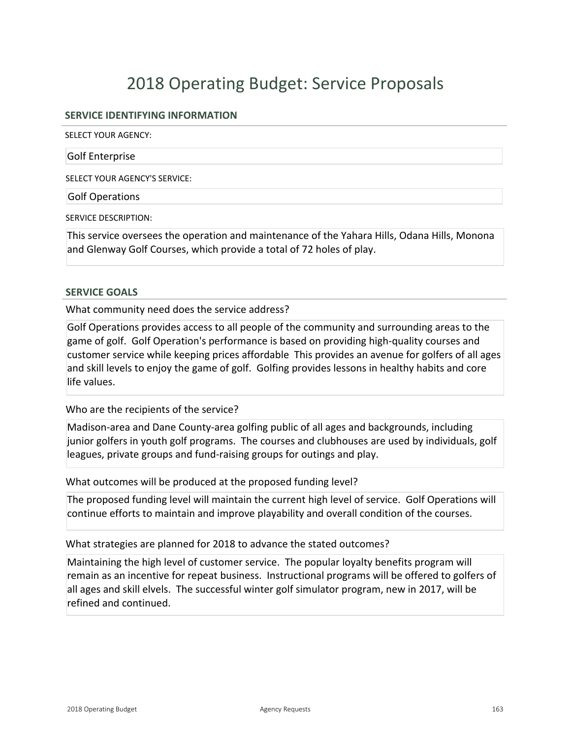# 2018 Operating Budget: Service Proposals

## SERVICE IDENTIFYING INFORMATION

SELECT YOUR AGENCY:

Golf Enterprise

SELECT YOUR AGENCY'S SERVICE:

Golf Operations

SERVICE DESCRIPTION:

This service oversees the operation and maintenance of the Yahara Hills, Odana Hills, Monona and Glenway Golf Courses, which provide a total of 72 holes of play.

## SERVICE GOALS

What community need does the service address?

Golf Operations provides access to all people of the community and surrounding areas to the game of golf. Golf Operation's performance is based on providing high-quality courses and customer service while keeping prices affordable This provides an avenue for golfers of all ages and skill levels to enjoy the game of golf. Golfing provides lessons in healthy habits and core life values.

Who are the recipients of the service?

Madison-area and Dane County-area golfing public of all ages and backgrounds, including junior golfers in youth golf programs. The courses and clubhouses are used by individuals, golf leagues, private groups and fund-raising groups for outings and play.

What outcomes will be produced at the proposed funding level?

The proposed funding level will maintain the current high level of service. Golf Operations will continue efforts to maintain and improve playability and overall condition of the courses.

What strategies are planned for 2018 to advance the stated outcomes?

Maintaining the high level of customer service. The popular loyalty benefits program will remain as an incentive for repeat business. Instructional programs will be offered to golfers of all ages and skill elvels. The successful winter golf simulator program, new in 2017, will be refined and continued.